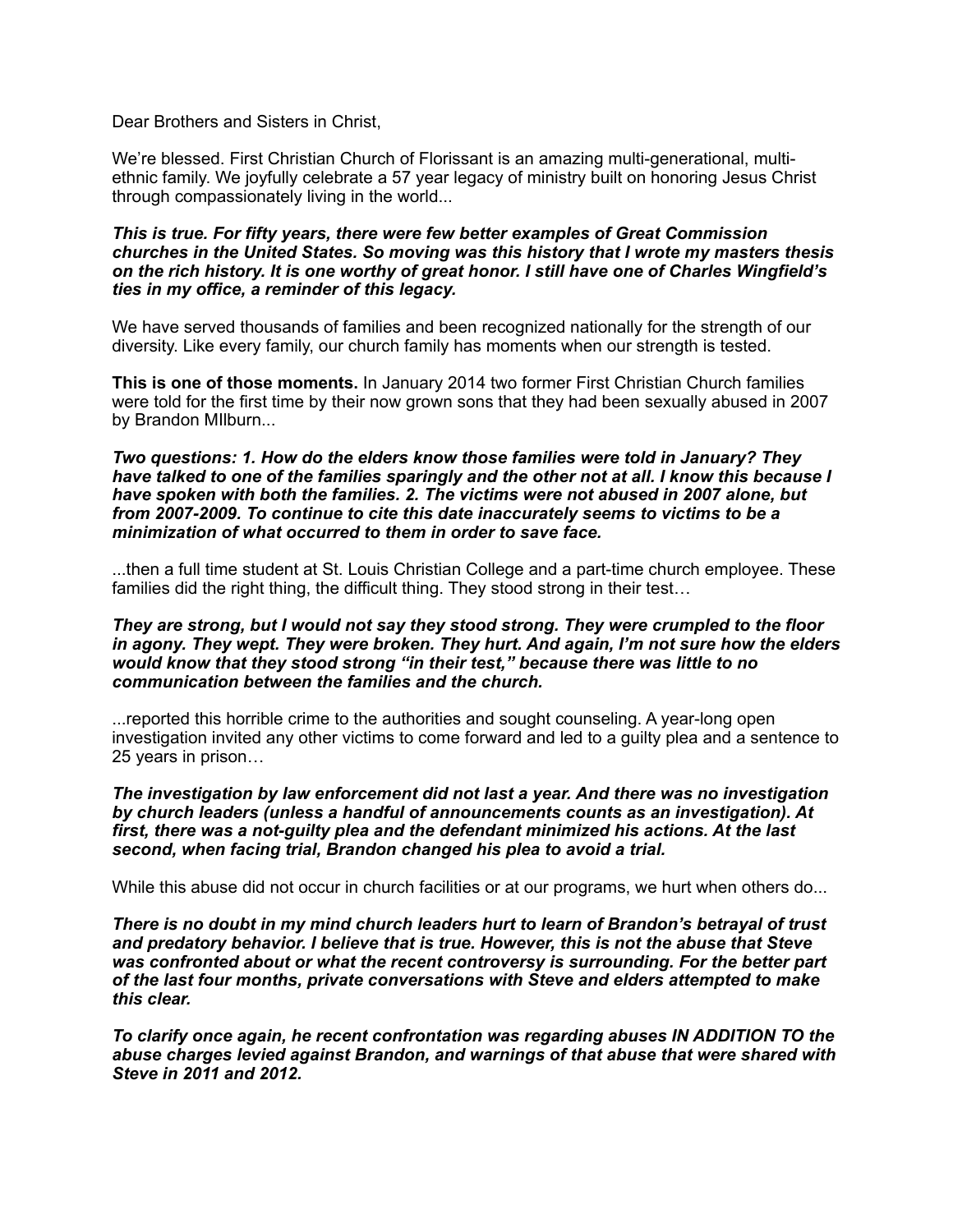Dear Brothers and Sisters in Christ,

We're blessed. First Christian Church of Florissant is an amazing multi-generational, multi-ethnic family. We joyfully celebrate a 57 year legacy of ministry built on honoring Jesus Christ through compassionately living in the world...

***This is true. For fifty years, there were few better examples of Great Commission churches in the United States. So moving was this history that I wrote my masters thesis on the rich history. It is one worthy of great honor. I still have one of Charles Wingfield's ties in my office, a reminder of this legacy.***

We have served thousands of families and been recognized nationally for the strength of our diversity. Like every family, our church family has moments when our strength is tested.

**This is one of those moments.** In January 2014 two former First Christian Church families were told for the first time by their now grown sons that they had been sexually abused in 2007 by Brandon MIlburn...

***Two questions: 1. How do the elders know those families were told in January? They have talked to one of the families sparingly and the other not at all. I know this because I have spoken with both the families. 2. The victims were not abused in 2007 alone, but from 2007-2009. To continue to cite this date inaccurately seems to victims to be a minimization of what occurred to them in order to save face.***

...then a full time student at St. Louis Christian College and a part-time church employee. These families did the right thing, the difficult thing. They stood strong in their test…

***They are strong, but I would not say they stood strong. They were crumpled to the floor in agony. They wept. They were broken. They hurt. And again, I'm not sure how the elders would know that they stood strong "in their test," because there was little to no communication between the families and the church.***

...reported this horrible crime to the authorities and sought counseling. A year-long open investigation invited any other victims to come forward and led to a guilty plea and a sentence to 25 years in prison…

***The investigation by law enforcement did not last a year. And there was no investigation by church leaders (unless a handful of announcements counts as an investigation). At first, there was a not-guilty plea and the defendant minimized his actions. At the last second, when facing trial, Brandon changed his plea to avoid a trial.***

While this abuse did not occur in church facilities or at our programs, we hurt when others do...

***There is no doubt in my mind church leaders hurt to learn of Brandon's betrayal of trust and predatory behavior. I believe that is true. However, this is not the abuse that Steve was confronted about or what the recent controversy is surrounding. For the better part of the last four months, private conversations with Steve and elders attempted to make this clear.***

***To clarify once again, he recent confrontation was regarding abuses IN ADDITION TO the abuse charges levied against Brandon, and warnings of that abuse that were shared with Steve in 2011 and 2012.***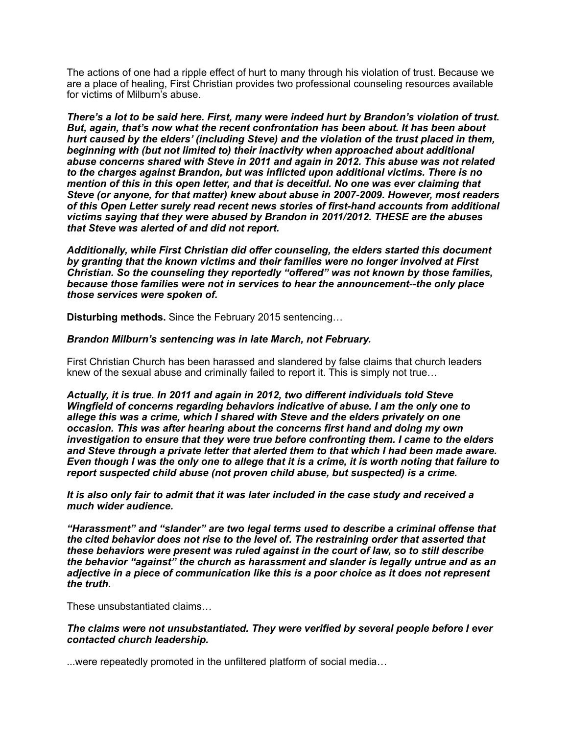The actions of one had a ripple effect of hurt to many through his violation of trust. Because we are a place of healing, First Christian provides two professional counseling resources available for victims of Milburn's abuse.

***There's a lot to be said here. First, many were indeed hurt by Brandon's violation of trust. But, again, that's now what the recent confrontation has been about. It has been about hurt caused by the elders' (including Steve) and the violation of the trust placed in them, beginning with (but not limited to) their inactivity when approached about additional abuse concerns shared with Steve in 2011 and again in 2012. This abuse was not related to the charges against Brandon, but was inflicted upon additional victims. There is no mention of this in this open letter, and that is deceitful. No one was ever claiming that Steve (or anyone, for that matter) knew about abuse in 2007-2009. However, most readers of this Open Letter surely read recent news stories of first-hand accounts from additional victims saying that they were abused by Brandon in 2011/2012. THESE are the abuses that Steve was alerted of and did not report.***

***Additionally, while First Christian did offer counseling, the elders started this document by granting that the known victims and their families were no longer involved at First Christian. So the counseling they reportedly "offered" was not known by those families, because those families were not in services to hear the announcement--the only place those services were spoken of.***

**Disturbing methods.** Since the February 2015 sentencing…

***Brandon Milburn's sentencing was in late March, not February.***

First Christian Church has been harassed and slandered by false claims that church leaders knew of the sexual abuse and criminally failed to report it. This is simply not true…

***Actually, it is true. In 2011 and again in 2012, two different individuals told Steve Wingfield of concerns regarding behaviors indicative of abuse. I am the only one to allege this was a crime, which I shared with Steve and the elders privately on one occasion. This was after hearing about the concerns first hand and doing my own investigation to ensure that they were true before confronting them. I came to the elders and Steve through a private letter that alerted them to that which I had been made aware. Even though I was the only one to allege that it is a crime, it is worth noting that failure to report suspected child abuse (not proven child abuse, but suspected) is a crime.***

***It is also only fair to admit that it was later included in the case study and received a much wider audience.***

***"Harassment" and "slander" are two legal terms used to describe a criminal offense that the cited behavior does not rise to the level of. The restraining order that asserted that these behaviors were present was ruled against in the court of law, so to still describe the behavior "against" the church as harassment and slander is legally untrue and as an adjective in a piece of communication like this is a poor choice as it does not represent the truth.***

These unsubstantiated claims…

***The claims were not unsubstantiated. They were verified by several people before I ever contacted church leadership.***

...were repeatedly promoted in the unfiltered platform of social media…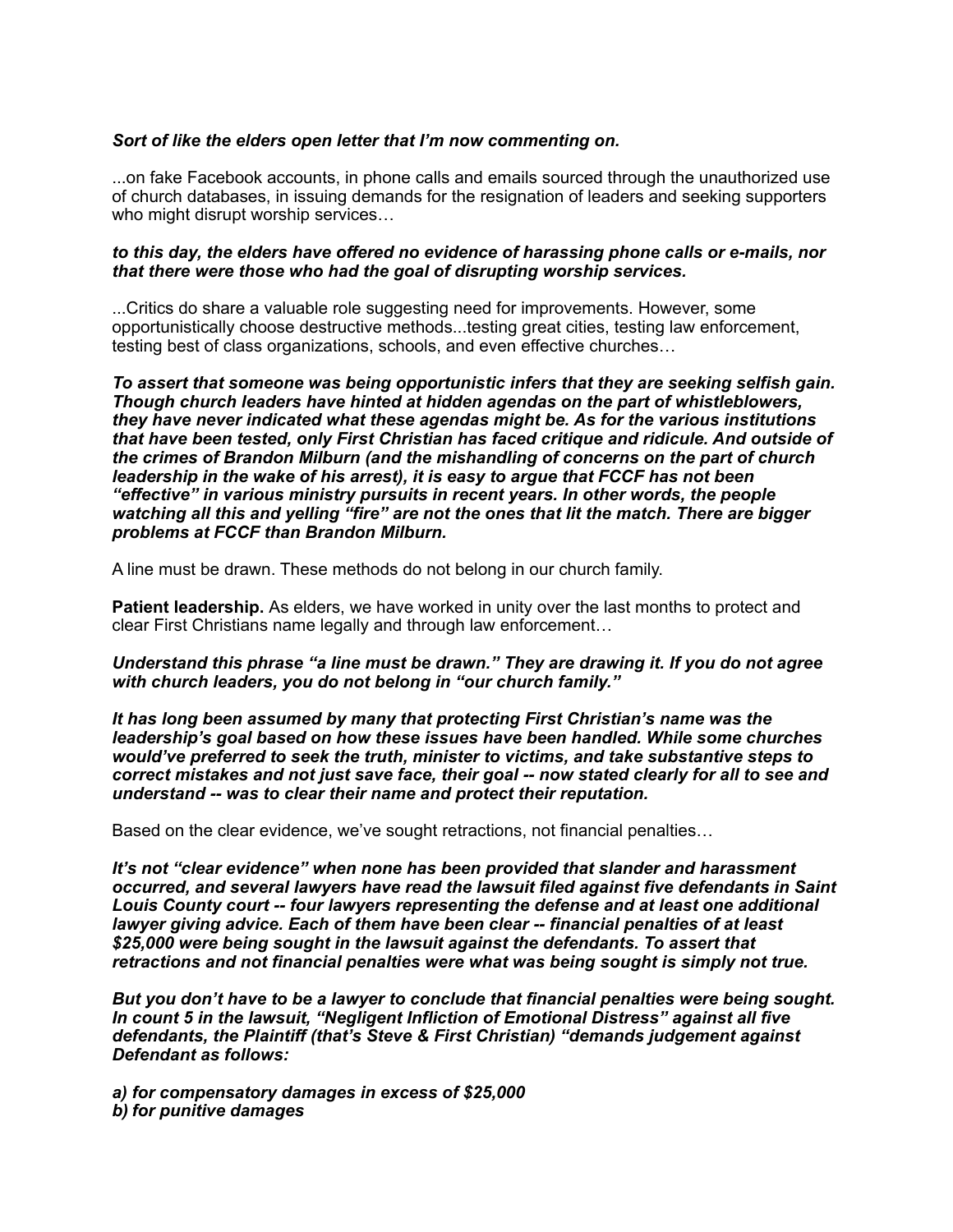***Sort of like the elders open letter that I'm now commenting on.***

...on fake Facebook accounts, in phone calls and emails sourced through the unauthorized use of church databases, in issuing demands for the resignation of leaders and seeking supporters who might disrupt worship services…

***to this day, the elders have offered no evidence of harassing phone calls or e-mails, nor that there were those who had the goal of disrupting worship services.***

...Critics do share a valuable role suggesting need for improvements. However, some opportunistically choose destructive methods...testing great cities, testing law enforcement, testing best of class organizations, schools, and even effective churches…

***To assert that someone was being opportunistic infers that they are seeking selfish gain. Though church leaders have hinted at hidden agendas on the part of whistleblowers, they have never indicated what these agendas might be. As for the various institutions that have been tested, only First Christian has faced critique and ridicule. And outside of the crimes of Brandon Milburn (and the mishandling of concerns on the part of church leadership in the wake of his arrest), it is easy to argue that FCCF has not been "effective" in various ministry pursuits in recent years. In other words, the people watching all this and yelling "fire" are not the ones that lit the match. There are bigger problems at FCCF than Brandon Milburn.***

A line must be drawn. These methods do not belong in our church family.

**Patient leadership.** As elders, we have worked in unity over the last months to protect and clear First Christians name legally and through law enforcement…

***Understand this phrase "a line must be drawn." They are drawing it. If you do not agree with church leaders, you do not belong in "our church family."***

***It has long been assumed by many that protecting First Christian's name was the leadership's goal based on how these issues have been handled. While some churches would've preferred to seek the truth, minister to victims, and take substantive steps to correct mistakes and not just save face, their goal -- now stated clearly for all to see and understand -- was to clear their name and protect their reputation.***

Based on the clear evidence, we've sought retractions, not financial penalties…

***It's not "clear evidence" when none has been provided that slander and harassment occurred, and several lawyers have read the lawsuit filed against five defendants in Saint Louis County court -- four lawyers representing the defense and at least one additional lawyer giving advice. Each of them have been clear -- financial penalties of at least $25,000 were being sought in the lawsuit against the defendants. To assert that retractions and not financial penalties were what was being sought is simply not true.***

***But you don't have to be a lawyer to conclude that financial penalties were being sought. In count 5 in the lawsuit, "Negligent Infliction of Emotional Distress" against all five defendants, the Plaintiff (that's Steve & First Christian) "demands judgement against Defendant as follows:***

***a) for compensatory damages in excess of $25,000***
***b) for punitive damages***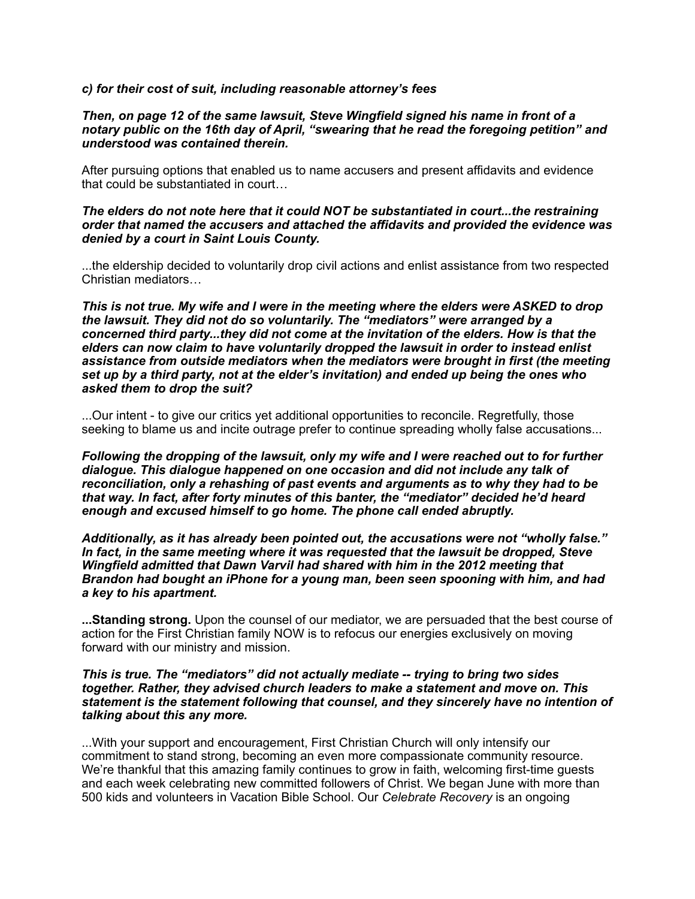***c) for their cost of suit, including reasonable attorney's fees***

***Then, on page 12 of the same lawsuit, Steve Wingfield signed his name in front of a notary public on the 16th day of April, "swearing that he read the foregoing petition" and understood was contained therein.***

After pursuing options that enabled us to name accusers and present affidavits and evidence that could be substantiated in court…

***The elders do not note here that it could NOT be substantiated in court...the restraining order that named the accusers and attached the affidavits and provided the evidence was denied by a court in Saint Louis County.***

...the eldership decided to voluntarily drop civil actions and enlist assistance from two respected Christian mediators…

***This is not true. My wife and I were in the meeting where the elders were ASKED to drop the lawsuit. They did not do so voluntarily. The "mediators" were arranged by a concerned third party...they did not come at the invitation of the elders. How is that the elders can now claim to have voluntarily dropped the lawsuit in order to instead enlist assistance from outside mediators when the mediators were brought in first (the meeting set up by a third party, not at the elder's invitation) and ended up being the ones who asked them to drop the suit?***

...Our intent - to give our critics yet additional opportunities to reconcile. Regretfully, those seeking to blame us and incite outrage prefer to continue spreading wholly false accusations...

***Following the dropping of the lawsuit, only my wife and I were reached out to for further dialogue. This dialogue happened on one occasion and did not include any talk of reconciliation, only a rehashing of past events and arguments as to why they had to be that way. In fact, after forty minutes of this banter, the "mediator" decided he'd heard enough and excused himself to go home. The phone call ended abruptly.***

***Additionally, as it has already been pointed out, the accusations were not "wholly false." In fact, in the same meeting where it was requested that the lawsuit be dropped, Steve Wingfield admitted that Dawn Varvil had shared with him in the 2012 meeting that Brandon had bought an iPhone for a young man, been seen spooning with him, and had a key to his apartment.***

**...Standing strong.** Upon the counsel of our mediator, we are persuaded that the best course of action for the First Christian family NOW is to refocus our energies exclusively on moving forward with our ministry and mission.

***This is true. The "mediators" did not actually mediate -- trying to bring two sides together. Rather, they advised church leaders to make a statement and move on. This statement is the statement following that counsel, and they sincerely have no intention of talking about this any more.***

...With your support and encouragement, First Christian Church will only intensify our commitment to stand strong, becoming an even more compassionate community resource. We're thankful that this amazing family continues to grow in faith, welcoming first-time guests and each week celebrating new committed followers of Christ. We began June with more than 500 kids and volunteers in Vacation Bible School. Our *Celebrate Recovery* is an ongoing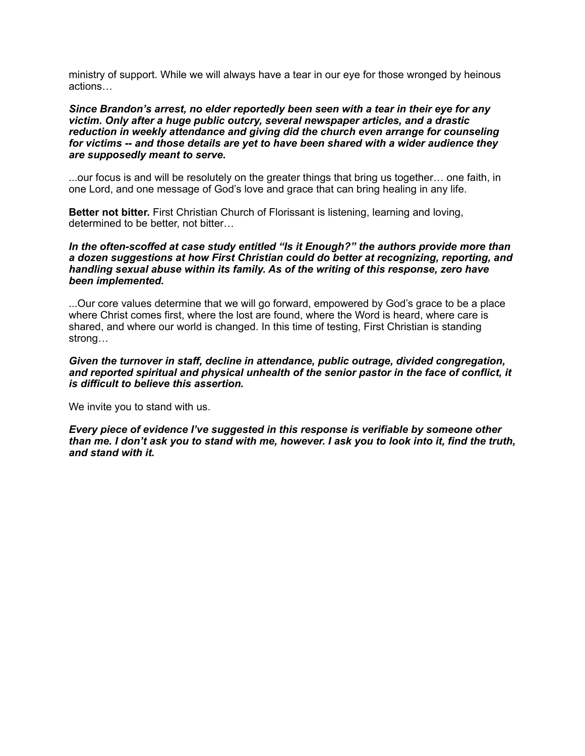ministry of support. While we will always have a tear in our eye for those wronged by heinous actions…

***Since Brandon's arrest, no elder reportedly been seen with a tear in their eye for any victim. Only after a huge public outcry, several newspaper articles, and a drastic reduction in weekly attendance and giving did the church even arrange for counseling for victims -- and those details are yet to have been shared with a wider audience they are supposedly meant to serve.***

...our focus is and will be resolutely on the greater things that bring us together… one faith, in one Lord, and one message of God's love and grace that can bring healing in any life.

**Better not bitter.** First Christian Church of Florissant is listening, learning and loving, determined to be better, not bitter…

***In the often-scoffed at case study entitled "Is it Enough?" the authors provide more than a dozen suggestions at how First Christian could do better at recognizing, reporting, and handling sexual abuse within its family. As of the writing of this response, zero have been implemented.***

...Our core values determine that we will go forward, empowered by God's grace to be a place where Christ comes first, where the lost are found, where the Word is heard, where care is shared, and where our world is changed. In this time of testing, First Christian is standing strong…

***Given the turnover in staff, decline in attendance, public outrage, divided congregation, and reported spiritual and physical unhealth of the senior pastor in the face of conflict, it is difficult to believe this assertion.***

We invite you to stand with us.

***Every piece of evidence I've suggested in this response is verifiable by someone other than me. I don't ask you to stand with me, however. I ask you to look into it, find the truth, and stand with it.***